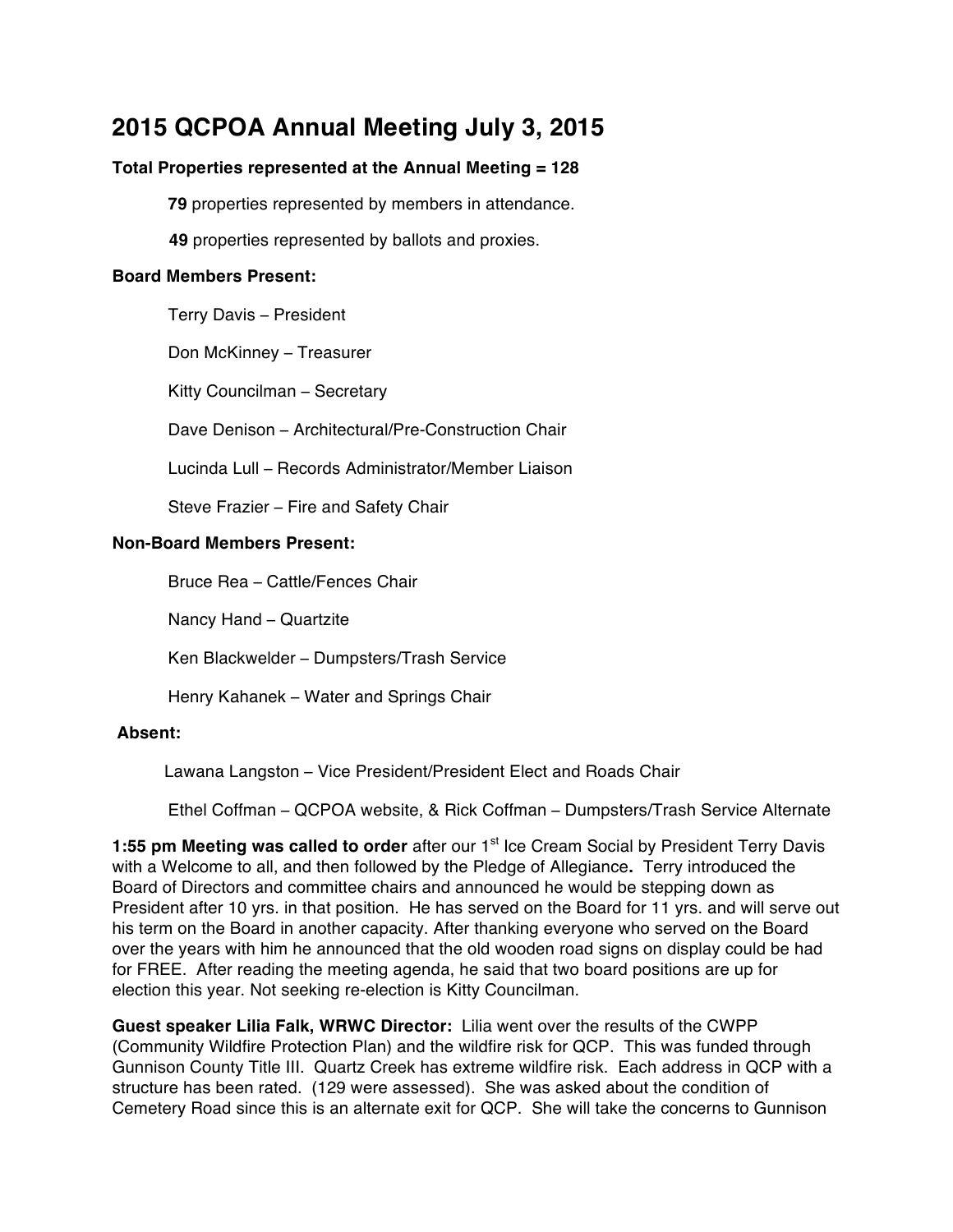# 2015 QCPOA Annual Meeting July 3, 2015

**Total Properties represented at the Annual Meeting = 128**

**79** properties represented by members in attendance.

**49** properties represented by ballots and proxies.

**Board Members Present:**

Terry Davis – President

Don McKinney – Treasurer

Kitty Councilman – Secretary

Dave Denison – Architectural/Pre-Construction Chair

Lucinda Lull – Records Administrator/Member Liaison

Steve Frazier – Fire and Safety Chair

**Non-Board Members Present:**

Bruce Rea – Cattle/Fences Chair

Nancy Hand – Quartzite

Ken Blackwelder – Dumpsters/Trash Service

Henry Kahanek – Water and Springs Chair

**Absent:**

Lawana Langston – Vice President/President Elect and Roads Chair

Ethel Coffman – QCPOA website, & Rick Coffman – Dumpsters/Trash Service Alternate

**1:55 pm Meeting was called to order** after our 1st Ice Cream Social by President Terry Davis with a Welcome to all, and then followed by the Pledge of Allegiance**.** Terry introduced the Board of Directors and committee chairs and announced he would be stepping down as President after 10 yrs. in that position. He has served on the Board for 11 yrs. and will serve out his term on the Board in another capacity. After thanking everyone who served on the Board over the years with him he announced that the old wooden road signs on display could be had for FREE. After reading the meeting agenda, he said that two board positions are up for election this year. Not seeking re-election is Kitty Councilman.

**Guest speaker Lilia Falk, WRWC Director:** Lilia went over the results of the CWPP (Community Wildfire Protection Plan) and the wildfire risk for QCP. This was funded through Gunnison County Title III. Quartz Creek has extreme wildfire risk. Each address in QCP with a structure has been rated. (129 were assessed). She was asked about the condition of Cemetery Road since this is an alternate exit for QCP. She will take the concerns to Gunnison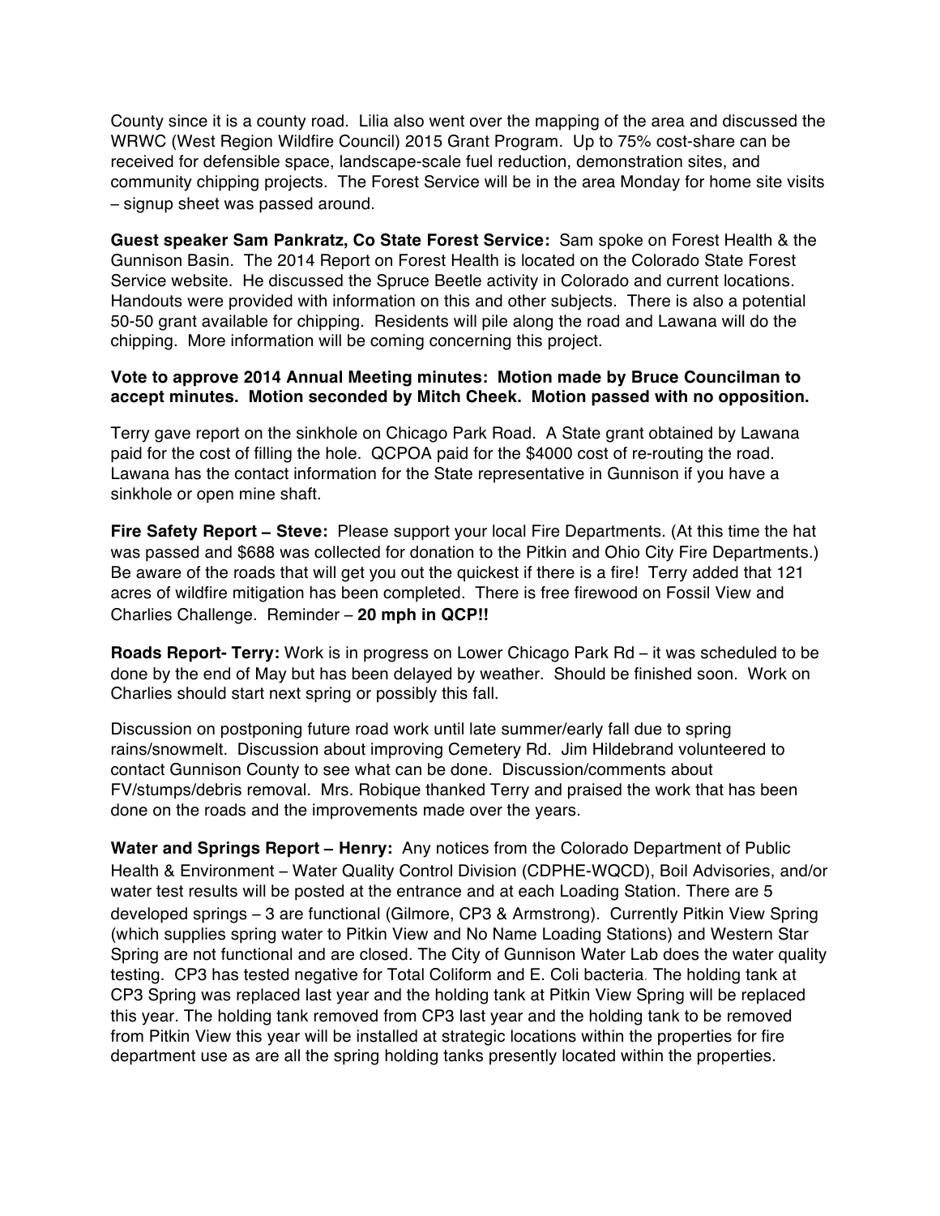County since it is a county road. Lilia also went over the mapping of the area and discussed the WRWC (West Region Wildfire Council) 2015 Grant Program. Up to 75% cost-share can be received for defensible space, landscape-scale fuel reduction, demonstration sites, and community chipping projects. The Forest Service will be in the area Monday for home site visits – signup sheet was passed around.

**Guest speaker Sam Pankratz, Co State Forest Service:** Sam spoke on Forest Health & the Gunnison Basin. The 2014 Report on Forest Health is located on the Colorado State Forest Service website. He discussed the Spruce Beetle activity in Colorado and current locations. Handouts were provided with information on this and other subjects. There is also a potential 50-50 grant available for chipping. Residents will pile along the road and Lawana will do the chipping. More information will be coming concerning this project.

**Vote to approve 2014 Annual Meeting minutes: Motion made by Bruce Councilman to accept minutes. Motion seconded by Mitch Cheek. Motion passed with no opposition.**

Terry gave report on the sinkhole on Chicago Park Road. A State grant obtained by Lawana paid for the cost of filling the hole. QCPOA paid for the $4000 cost of re-routing the road. Lawana has the contact information for the State representative in Gunnison if you have a sinkhole or open mine shaft.

**Fire Safety Report – Steve:** Please support your local Fire Departments. (At this time the hat was passed and $688 was collected for donation to the Pitkin and Ohio City Fire Departments.) Be aware of the roads that will get you out the quickest if there is a fire! Terry added that 121 acres of wildfire mitigation has been completed. There is free firewood on Fossil View and Charlies Challenge. Reminder – **20 mph in QCP!!**

**Roads Report- Terry:** Work is in progress on Lower Chicago Park Rd – it was scheduled to be done by the end of May but has been delayed by weather. Should be finished soon. Work on Charlies should start next spring or possibly this fall.

Discussion on postponing future road work until late summer/early fall due to spring rains/snowmelt. Discussion about improving Cemetery Rd. Jim Hildebrand volunteered to contact Gunnison County to see what can be done. Discussion/comments about FV/stumps/debris removal. Mrs. Robique thanked Terry and praised the work that has been done on the roads and the improvements made over the years.

**Water and Springs Report – Henry:** Any notices from the Colorado Department of Public Health & Environment – Water Quality Control Division (CDPHE-WQCD), Boil Advisories, and/or water test results will be posted at the entrance and at each Loading Station. There are 5 developed springs – 3 are functional (Gilmore, CP3 & Armstrong). Currently Pitkin View Spring (which supplies spring water to Pitkin View and No Name Loading Stations) and Western Star Spring are not functional and are closed. The City of Gunnison Water Lab does the water quality testing. CP3 has tested negative for Total Coliform and E. Coli bacteria. The holding tank at CP3 Spring was replaced last year and the holding tank at Pitkin View Spring will be replaced this year. The holding tank removed from CP3 last year and the holding tank to be removed from Pitkin View this year will be installed at strategic locations within the properties for fire department use as are all the spring holding tanks presently located within the properties.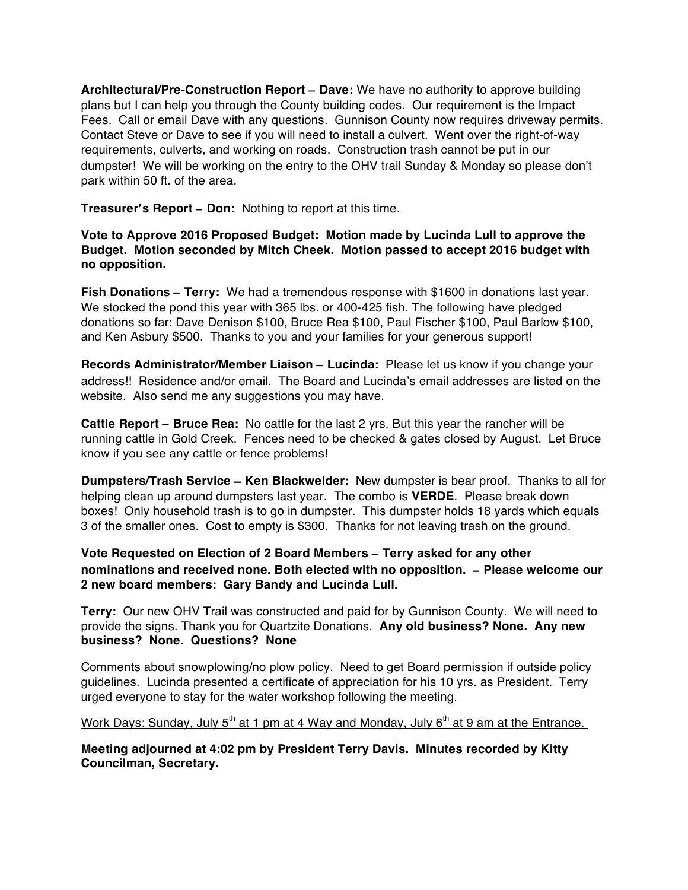**Architectural/Pre-Construction Report – Dave:** We have no authority to approve building plans but I can help you through the County building codes. Our requirement is the Impact Fees. Call or email Dave with any questions. Gunnison County now requires driveway permits. Contact Steve or Dave to see if you will need to install a culvert. Went over the right-of-way requirements, culverts, and working on roads. Construction trash cannot be put in our dumpster! We will be working on the entry to the OHV trail Sunday & Monday so please don't park within 50 ft. of the area.

**Treasurer's Report – Don:** Nothing to report at this time.

**Vote to Approve 2016 Proposed Budget: Motion made by Lucinda Lull to approve the Budget. Motion seconded by Mitch Cheek. Motion passed to accept 2016 budget with no opposition.**

**Fish Donations – Terry:** We had a tremendous response with $1600 in donations last year. We stocked the pond this year with 365 lbs. or 400-425 fish. The following have pledged donations so far: Dave Denison $100, Bruce Rea $100, Paul Fischer $100, Paul Barlow $100, and Ken Asbury $500. Thanks to you and your families for your generous support!

**Records Administrator/Member Liaison – Lucinda:** Please let us know if you change your address!! Residence and/or email. The Board and Lucinda's email addresses are listed on the website. Also send me any suggestions you may have.

**Cattle Report – Bruce Rea:** No cattle for the last 2 yrs. But this year the rancher will be running cattle in Gold Creek. Fences need to be checked & gates closed by August. Let Bruce know if you see any cattle or fence problems!

**Dumpsters/Trash Service – Ken Blackwelder:** New dumpster is bear proof. Thanks to all for helping clean up around dumpsters last year. The combo is **VERDE**. Please break down boxes! Only household trash is to go in dumpster. This dumpster holds 18 yards which equals 3 of the smaller ones. Cost to empty is $300. Thanks for not leaving trash on the ground.

**Vote Requested on Election of 2 Board Members – Terry asked for any other nominations and received none. Both elected with no opposition. – Please welcome our 2 new board members: Gary Bandy and Lucinda Lull.**

**Terry:** Our new OHV Trail was constructed and paid for by Gunnison County. We will need to provide the signs. Thank you for Quartzite Donations. **Any old business? None. Any new business? None. Questions? None**

Comments about snowplowing/no plow policy. Need to get Board permission if outside policy guidelines. Lucinda presented a certificate of appreciation for his 10 yrs. as President. Terry urged everyone to stay for the water workshop following the meeting.

<u>Work Days: Sunday, July 5th at 1 pm at 4 Way and Monday, July 6th at 9 am at the Entrance.</u>

**Meeting adjourned at 4:02 pm by President Terry Davis. Minutes recorded by Kitty Councilman, Secretary.**